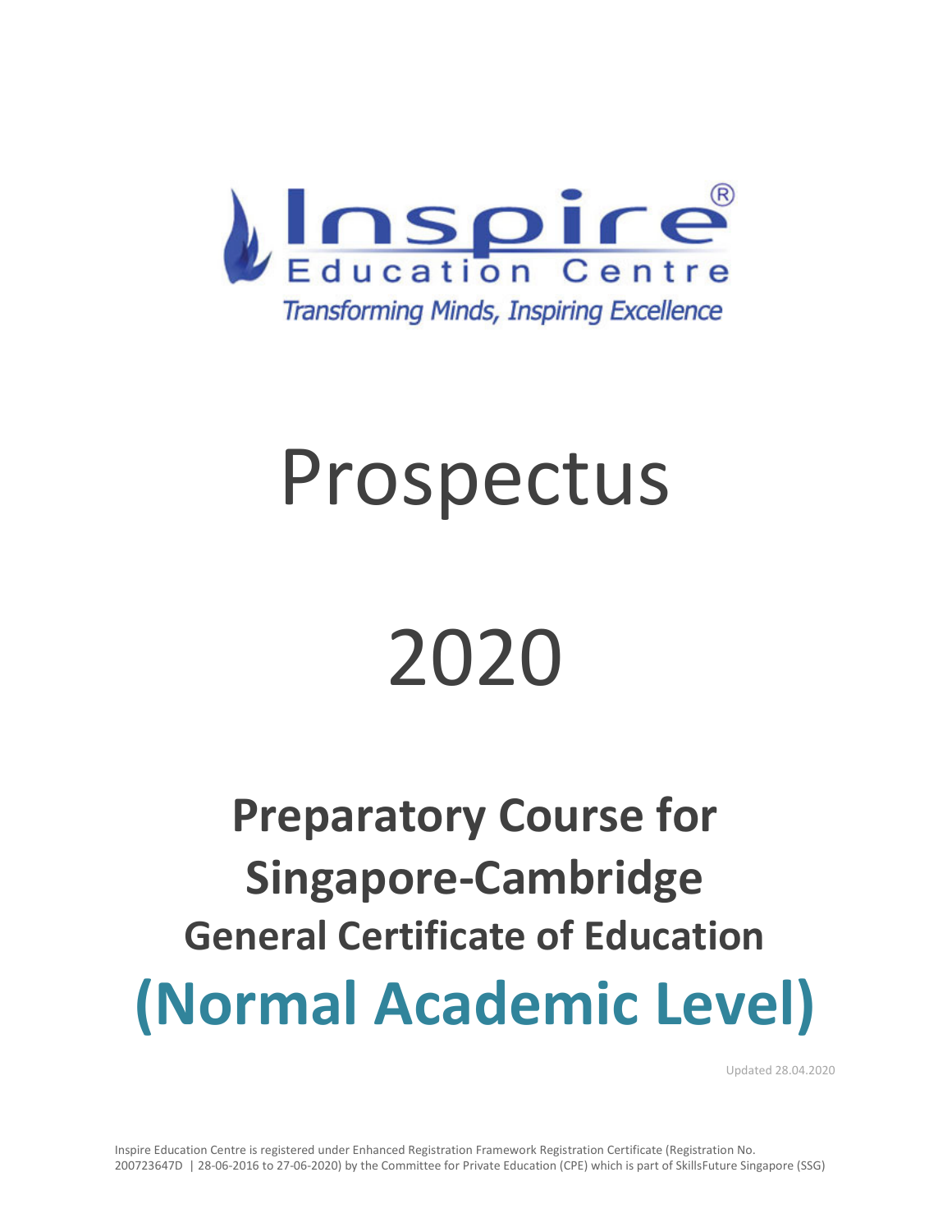Inspire® Education Centre

*Transforming Minds, Inspiring Excellence*

# Prospectus

# 2020

## Preparatory Course for Singapore-Cambridge General Certificate of Education

# (Normal Academic Level)

Updated 28.04.2020

Inspire Education Centre is registered under Enhanced Registration Framework Registration Certificate (Registration No. 200723647D | 28-06-2016 to 27-06-2020) by the Committee for Private Education (CPE) which is part of SkillsFuture Singapore (SSG)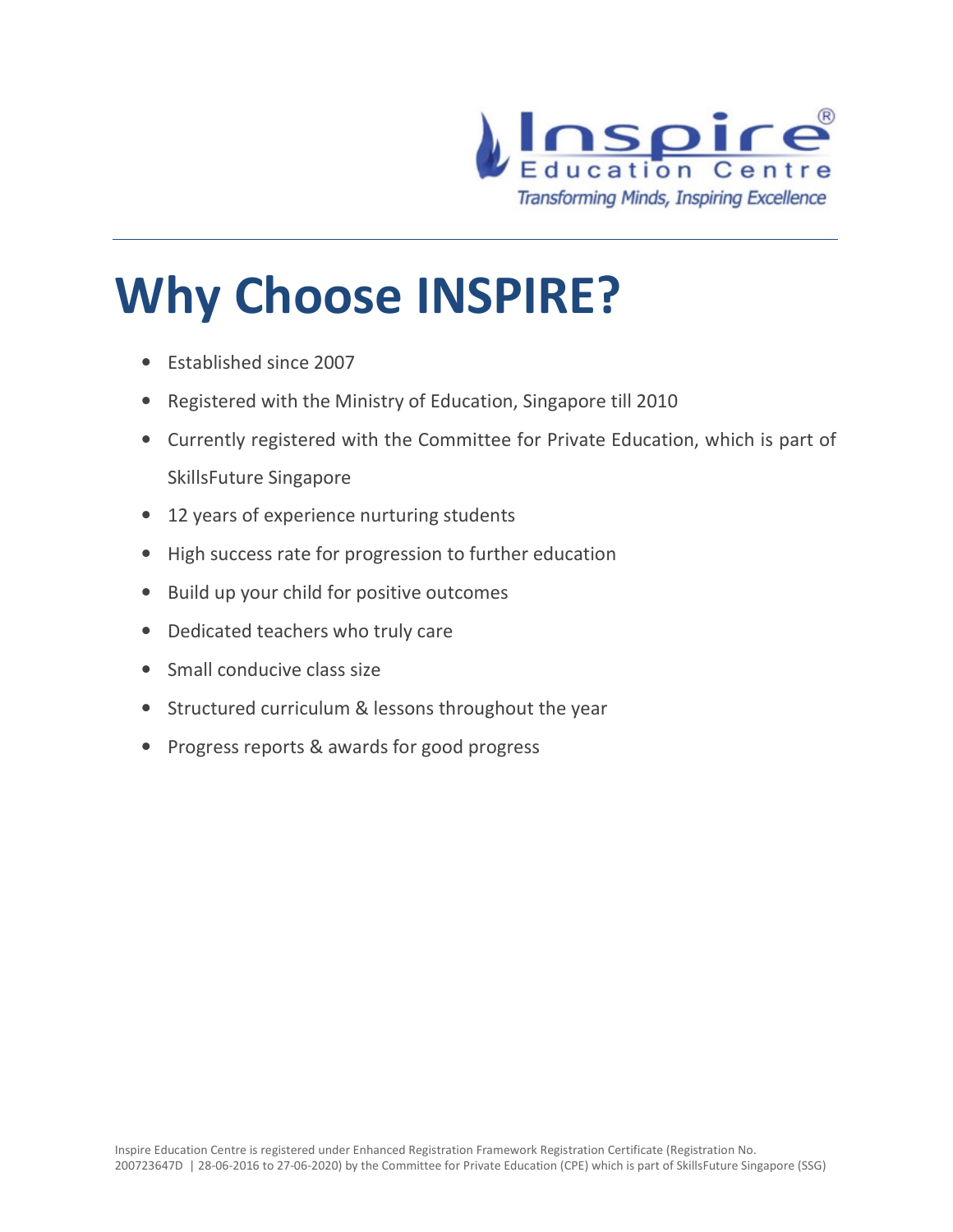Inspire®
Education Centre
*Transforming Minds, Inspiring Excellence*

---

# Why Choose INSPIRE?

- Established since 2007
- Registered with the Ministry of Education, Singapore till 2010
- Currently registered with the Committee for Private Education, which is part of SkillsFuture Singapore
- 12 years of experience nurturing students
- High success rate for progression to further education
- Build up your child for positive outcomes
- Dedicated teachers who truly care
- Small conducive class size
- Structured curriculum & lessons throughout the year
- Progress reports & awards for good progress

Inspire Education Centre is registered under Enhanced Registration Framework Registration Certificate (Registration No. 200723647D | 28-06-2016 to 27-06-2020) by the Committee for Private Education (CPE) which is part of SkillsFuture Singapore (SSG)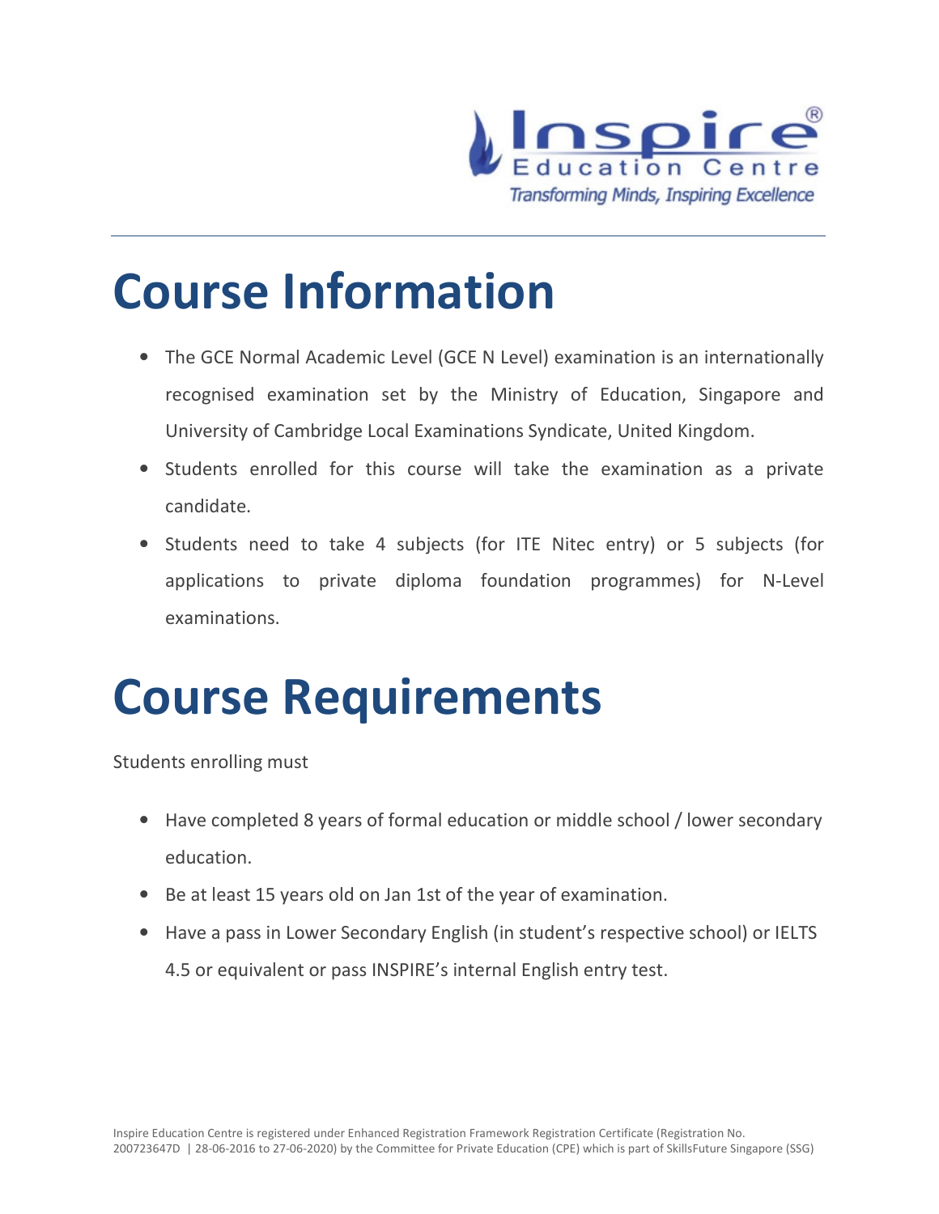# Course Information

- The GCE Normal Academic Level (GCE N Level) examination is an internationally recognised examination set by the Ministry of Education, Singapore and University of Cambridge Local Examinations Syndicate, United Kingdom.
- Students enrolled for this course will take the examination as a private candidate.
- Students need to take 4 subjects (for ITE Nitec entry) or 5 subjects (for applications to private diploma foundation programmes) for N-Level examinations.

# Course Requirements

Students enrolling must

- Have completed 8 years of formal education or middle school / lower secondary education.
- Be at least 15 years old on Jan 1st of the year of examination.
- Have a pass in Lower Secondary English (in student's respective school) or IELTS 4.5 or equivalent or pass INSPIRE's internal English entry test.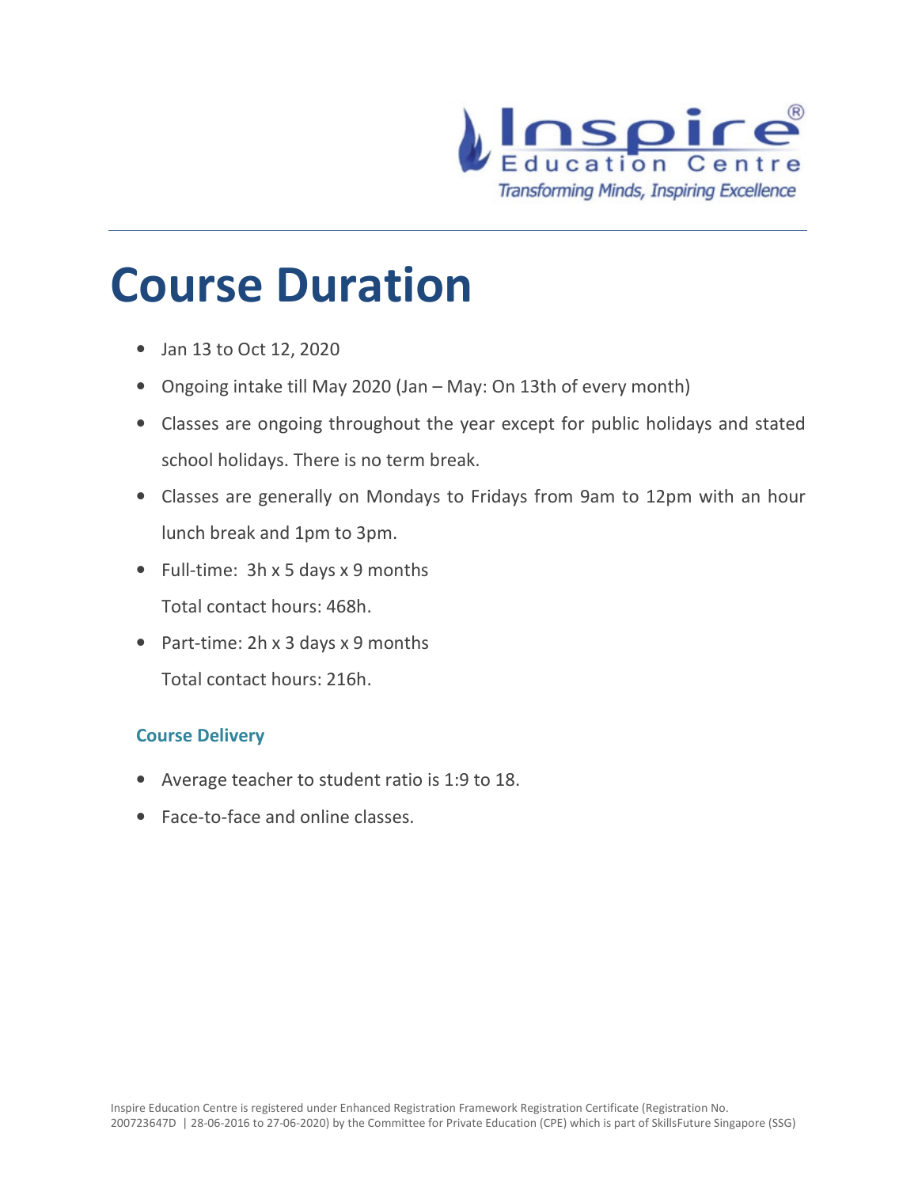# Course Duration

- Jan 13 to Oct 12, 2020
- Ongoing intake till May 2020 (Jan – May: On 13th of every month)
- Classes are ongoing throughout the year except for public holidays and stated school holidays. There is no term break.
- Classes are generally on Mondays to Fridays from 9am to 12pm with an hour lunch break and 1pm to 3pm.
- Full-time: 3h x 5 days x 9 months
  Total contact hours: 468h.
- Part-time: 2h x 3 days x 9 months
  Total contact hours: 216h.

### Course Delivery

- Average teacher to student ratio is 1:9 to 18.
- Face-to-face and online classes.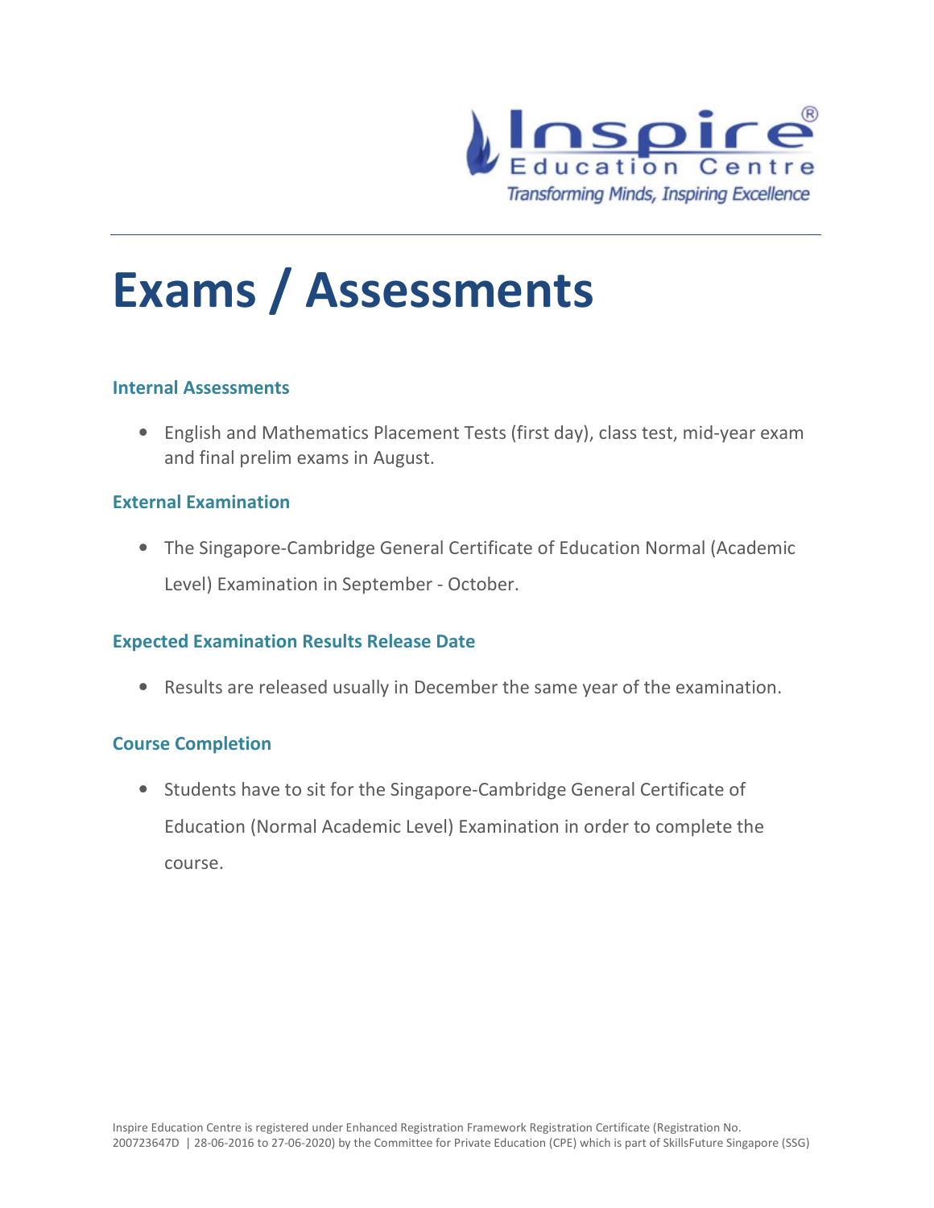# Exams / Assessments

### Internal Assessments

- English and Mathematics Placement Tests (first day), class test, mid-year exam and final prelim exams in August.

### External Examination

- The Singapore-Cambridge General Certificate of Education Normal (Academic Level) Examination in September - October.

### Expected Examination Results Release Date

- Results are released usually in December the same year of the examination.

### Course Completion

- Students have to sit for the Singapore-Cambridge General Certificate of Education (Normal Academic Level) Examination in order to complete the course.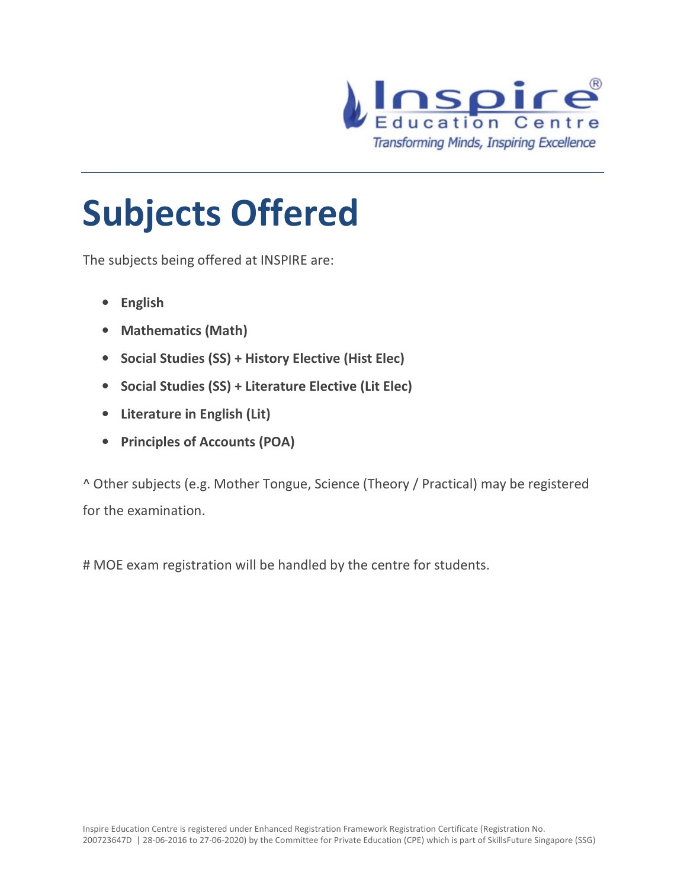# Subjects Offered

The subjects being offered at INSPIRE are:

- **English**
- **Mathematics (Math)**
- **Social Studies (SS) + History Elective (Hist Elec)**
- **Social Studies (SS) + Literature Elective (Lit Elec)**
- **Literature in English (Lit)**
- **Principles of Accounts (POA)**

^ Other subjects (e.g. Mother Tongue, Science (Theory / Practical) may be registered for the examination.

# MOE exam registration will be handled by the centre for students.

Inspire Education Centre is registered under Enhanced Registration Framework Registration Certificate (Registration No. 200723647D | 28-06-2016 to 27-06-2020) by the Committee for Private Education (CPE) which is part of SkillsFuture Singapore (SSG)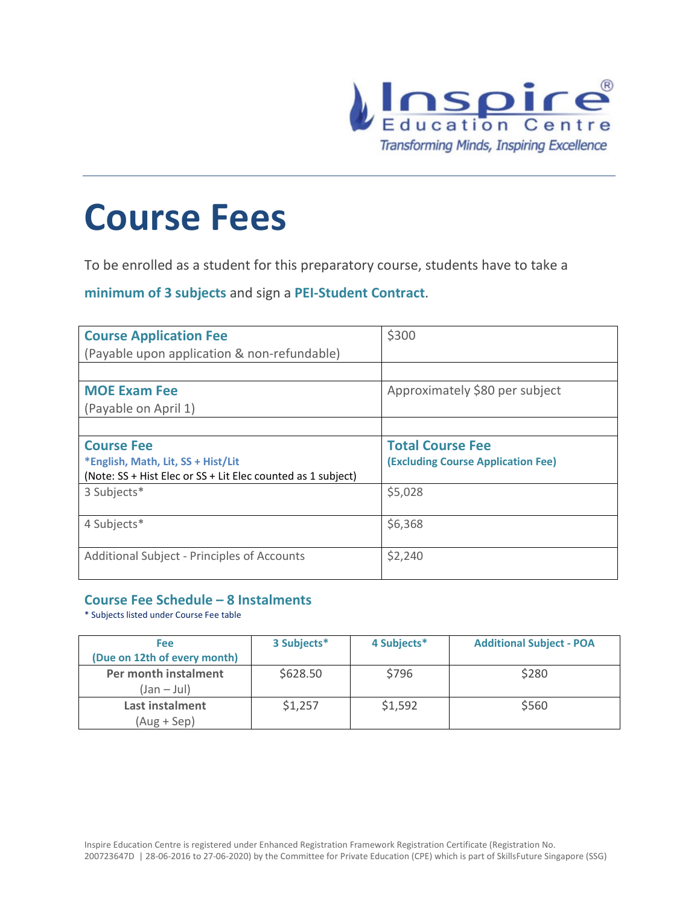# Course Fees

To be enrolled as a student for this preparatory course, students have to take a **minimum of 3 subjects** and sign a **PEI-Student Contract**.

| **Course Application Fee** (Payable upon application & non-refundable) | $300 |
|---|---|
| | |
| **MOE Exam Fee** (Payable on April 1) | Approximately $80 per subject |
| | |
| **Course Fee** **\*English, Math, Lit, SS + Hist/Lit** (Note: SS + Hist Elec or SS + Lit Elec counted as 1 subject) | **Total Course Fee** **(Excluding Course Application Fee)** |
| 3 Subjects* | $5,028 |
| 4 Subjects* | $6,368 |
| Additional Subject - Principles of Accounts | $2,240 |

### Course Fee Schedule – 8 Instalments

\* Subjects listed under Course Fee table

| Fee (Due on 12th of every month) | 3 Subjects* | 4 Subjects* | Additional Subject - POA |
|---|---|---|---|
| **Per month instalment** (Jan – Jul) | $628.50 | $796 | $280 |
| **Last instalment** (Aug + Sep) | $1,257 | $1,592 | $560 |

Inspire Education Centre is registered under Enhanced Registration Framework Registration Certificate (Registration No. 200723647D | 28-06-2016 to 27-06-2020) by the Committee for Private Education (CPE) which is part of SkillsFuture Singapore (SSG)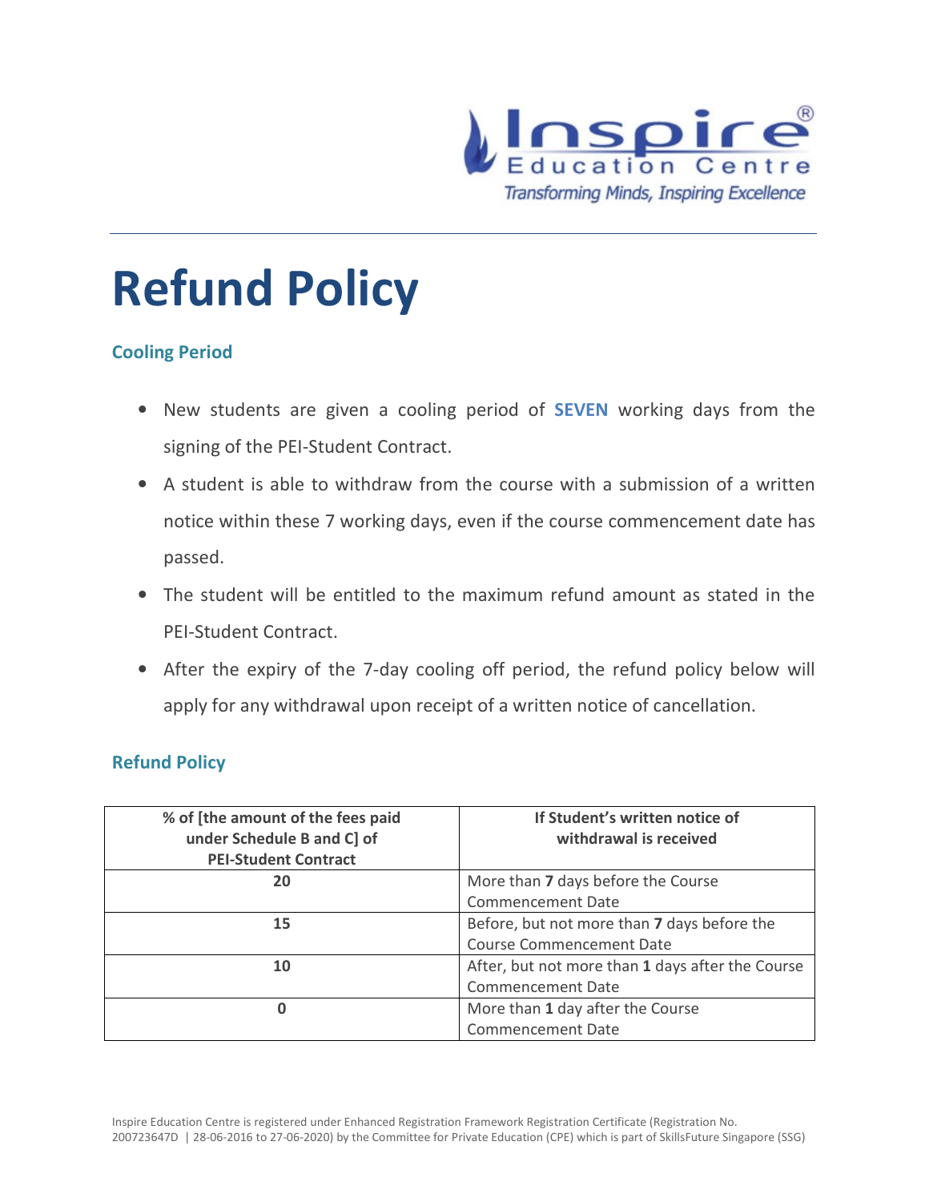# Refund Policy

## Cooling Period

- New students are given a cooling period of **SEVEN** working days from the signing of the PEI-Student Contract.
- A student is able to withdraw from the course with a submission of a written notice within these 7 working days, even if the course commencement date has passed.
- The student will be entitled to the maximum refund amount as stated in the PEI-Student Contract.
- After the expiry of the 7-day cooling off period, the refund policy below will apply for any withdrawal upon receipt of a written notice of cancellation.

## Refund Policy

| % of [the amount of the fees paid under Schedule B and C] of PEI-Student Contract | If Student's written notice of withdrawal is received |
|---|---|
| 20 | More than **7** days before the Course Commencement Date |
| 15 | Before, but not more than **7** days before the Course Commencement Date |
| 10 | After, but not more than **1** days after the Course Commencement Date |
| 0 | More than **1** day after the Course Commencement Date |

Inspire Education Centre is registered under Enhanced Registration Framework Registration Certificate (Registration No. 200723647D | 28-06-2016 to 27-06-2020) by the Committee for Private Education (CPE) which is part of SkillsFuture Singapore (SSG)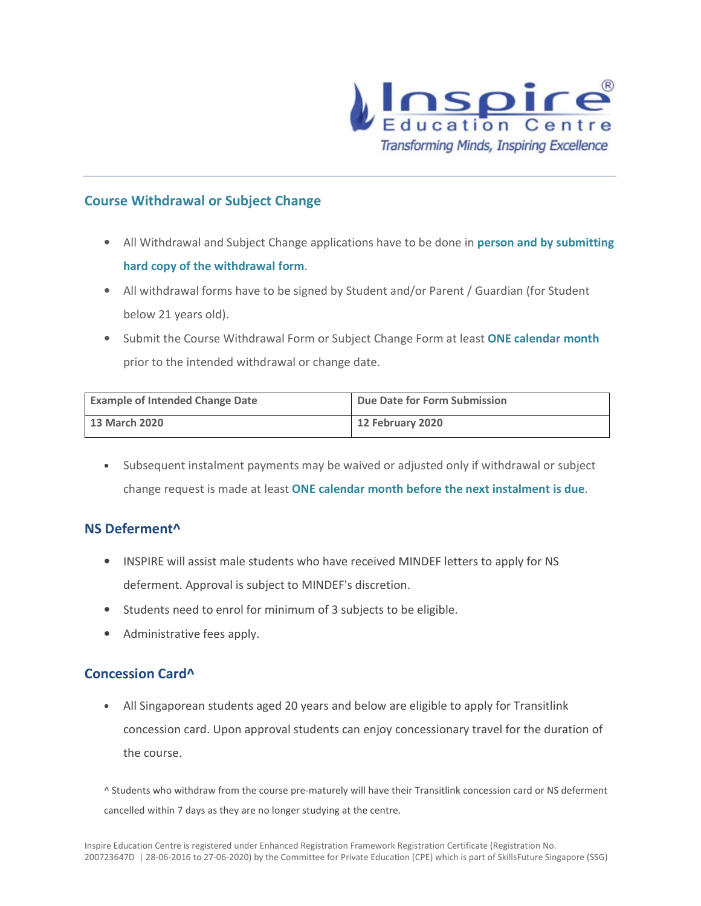## Course Withdrawal or Subject Change

- All Withdrawal and Subject Change applications have to be done in **person and by submitting hard copy of the withdrawal form**.
- All withdrawal forms have to be signed by Student and/or Parent / Guardian (for Student below 21 years old).
- Submit the Course Withdrawal Form or Subject Change Form at least **ONE calendar month** prior to the intended withdrawal or change date.

| Example of Intended Change Date | Due Date for Form Submission |
|---|---|
| 13 March 2020 | 12 February 2020 |

- Subsequent instalment payments may be waived or adjusted only if withdrawal or subject change request is made at least **ONE calendar month before the next instalment is due**.

## NS Deferment^

- INSPIRE will assist male students who have received MINDEF letters to apply for NS deferment. Approval is subject to MINDEF's discretion.
- Students need to enrol for minimum of 3 subjects to be eligible.
- Administrative fees apply.

## Concession Card^

- All Singaporean students aged 20 years and below are eligible to apply for Transitlink concession card. Upon approval students can enjoy concessionary travel for the duration of the course.

^ Students who withdraw from the course pre-maturely will have their Transitlink concession card or NS deferment cancelled within 7 days as they are no longer studying at the centre.

Inspire Education Centre is registered under Enhanced Registration Framework Registration Certificate (Registration No. 200723647D | 28-06-2016 to 27-06-2020) by the Committee for Private Education (CPE) which is part of SkillsFuture Singapore (SSG)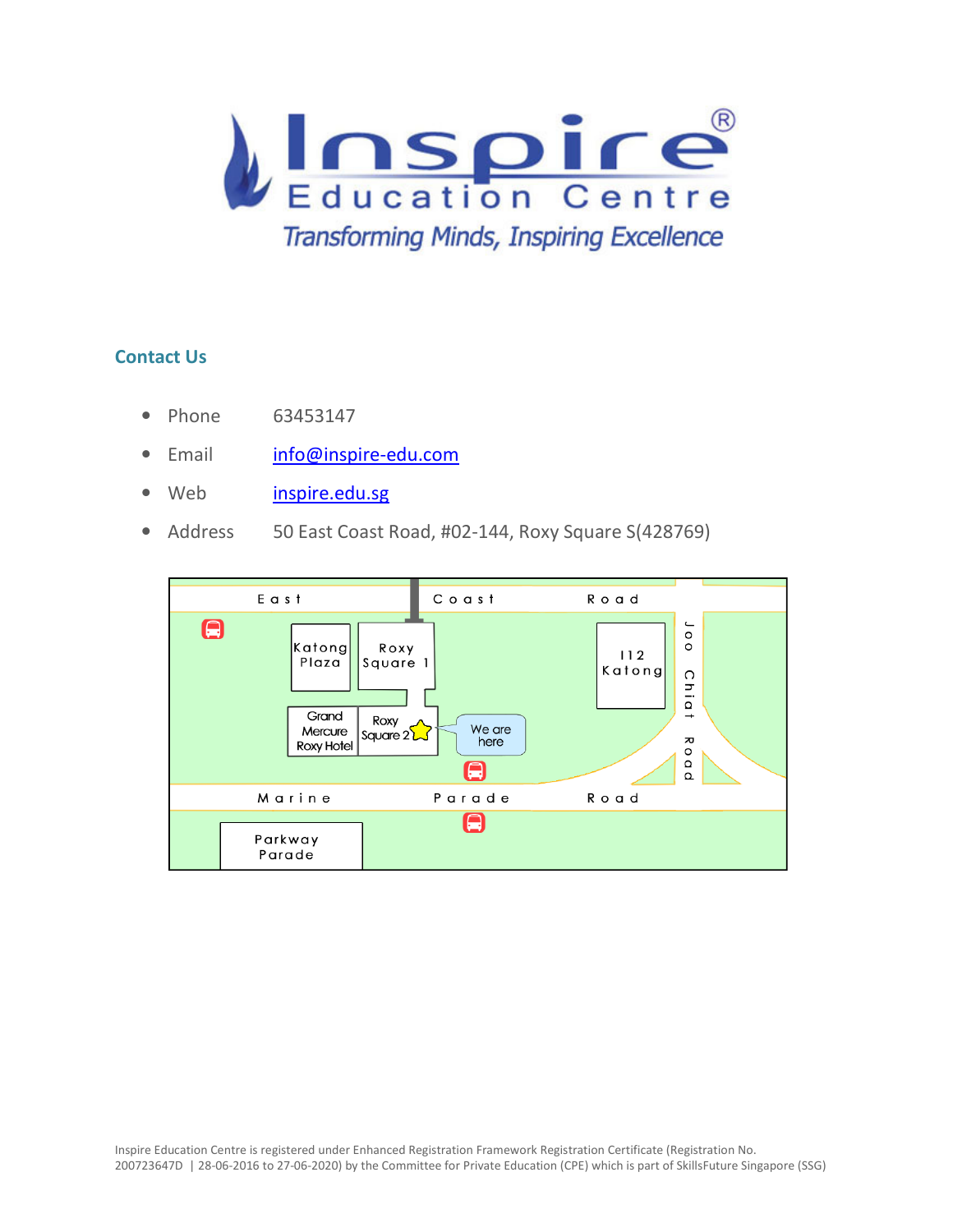# Inspire Education Centre

*Transforming Minds, Inspiring Excellence*

## Contact Us

- Phone 63453147
- Email info@inspire-edu.com
- Web inspire.edu.sg
- Address 50 East Coast Road, #02-144, Roxy Square S(428769)

East Coast Road

Katong Plaza

Roxy Square 1

112 Katong

Joo Chiat Road

Grand Mercure Roxy Hotel

Roxy Square 2

We are here

Marine Parade Road

Parkway Parade

Inspire Education Centre is registered under Enhanced Registration Framework Registration Certificate (Registration No. 200723647D | 28-06-2016 to 27-06-2020) by the Committee for Private Education (CPE) which is part of SkillsFuture Singapore (SSG)